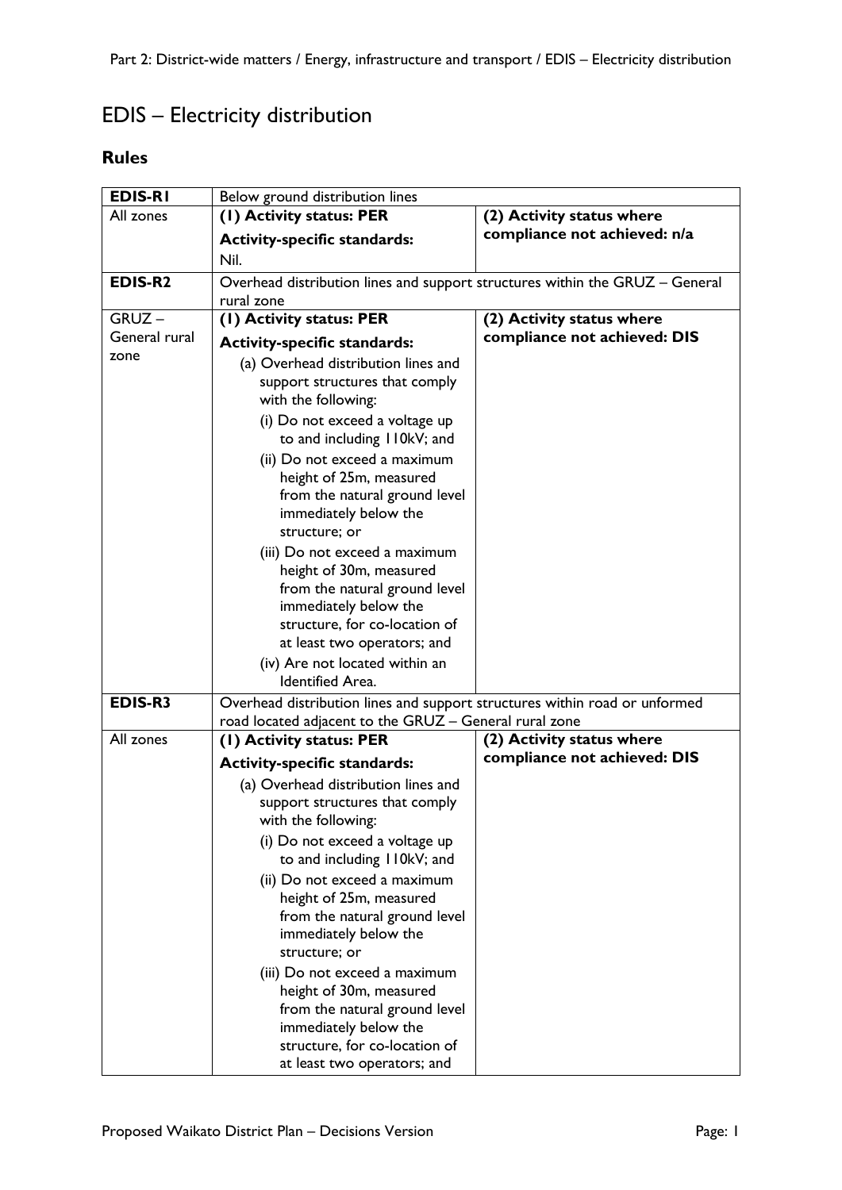# EDIS – Electricity distribution

## Rules

| **EDIS-R1** | Below ground distribution lines | |
|---|---|---|
| All zones | **(1) Activity status: PER**<br><br>**Activity-specific standards:**<br><br>Nil. | **(2) Activity status where compliance not achieved: n/a** |
| **EDIS-R2** | Overhead distribution lines and support structures within the GRUZ – General rural zone | |
| GRUZ – General rural zone | **(1) Activity status: PER**<br><br>**Activity-specific standards:**<br><br>(a) Overhead distribution lines and support structures that comply with the following:<br>(i) Do not exceed a voltage up to and including 110kV; and<br>(ii) Do not exceed a maximum height of 25m, measured from the natural ground level immediately below the structure; or<br>(iii) Do not exceed a maximum height of 30m, measured from the natural ground level immediately below the structure, for co-location of at least two operators; and<br>(iv) Are not located within an Identified Area. | **(2) Activity status where compliance not achieved: DIS** |
| **EDIS-R3** | Overhead distribution lines and support structures within road or unformed road located adjacent to the GRUZ – General rural zone | |
| All zones | **(1) Activity status: PER**<br><br>**Activity-specific standards:**<br><br>(a) Overhead distribution lines and support structures that comply with the following:<br>(i) Do not exceed a voltage up to and including 110kV; and<br>(ii) Do not exceed a maximum height of 25m, measured from the natural ground level immediately below the structure; or<br>(iii) Do not exceed a maximum height of 30m, measured from the natural ground level immediately below the structure, for co-location of at least two operators; and | **(2) Activity status where compliance not achieved: DIS** |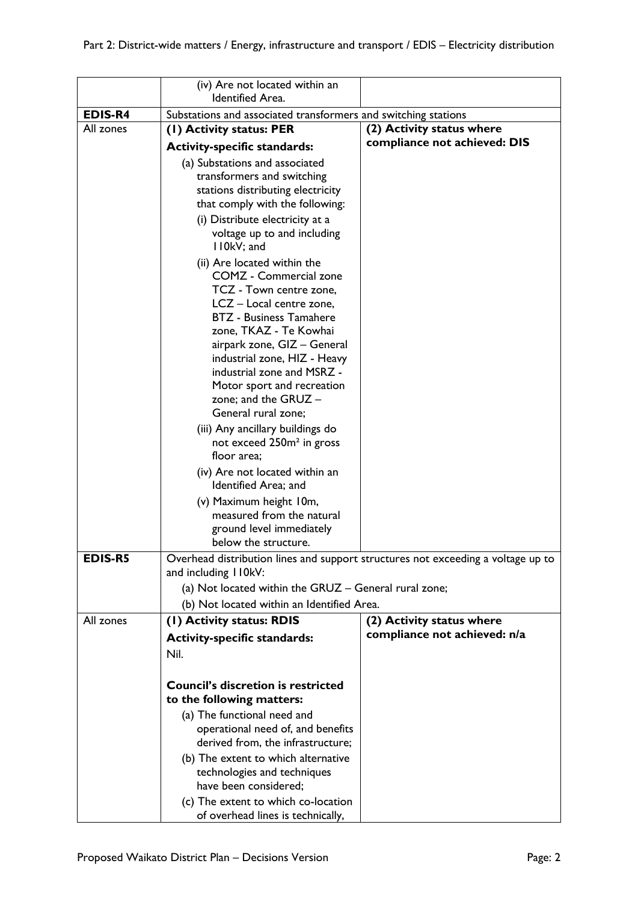| | | |
|---|---|---|
| | (iv) Are not located within an Identified Area. | |
| **EDIS-R4** | Substations and associated transformers and switching stations | |
| All zones | **(1) Activity status: PER**<br><br>**Activity-specific standards:**<br><br>(a) Substations and associated transformers and switching stations distributing electricity that comply with the following:<br><br>(i) Distribute electricity at a voltage up to and including 110kV; and<br><br>(ii) Are located within the COMZ - Commercial zone TCZ - Town centre zone, LCZ – Local centre zone, BTZ - Business Tamahere zone, TKAZ - Te Kowhai airpark zone, GIZ – General industrial zone, HIZ - Heavy industrial zone and MSRZ - Motor sport and recreation zone; and the GRUZ – General rural zone;<br><br>(iii) Any ancillary buildings do not exceed 250m² in gross floor area;<br><br>(iv) Are not located within an Identified Area; and<br><br>(v) Maximum height 10m, measured from the natural ground level immediately below the structure. | **(2) Activity status where compliance not achieved: DIS** |
| **EDIS-R5** | Overhead distribution lines and support structures not exceeding a voltage up to and including 110kV:<br><br>(a) Not located within the GRUZ – General rural zone;<br><br>(b) Not located within an Identified Area. | |
| All zones | **(1) Activity status: RDIS**<br><br>**Activity-specific standards:**<br><br>Nil.<br><br>**Council's discretion is restricted to the following matters:**<br><br>(a) The functional need and operational need of, and benefits derived from, the infrastructure;<br><br>(b) The extent to which alternative technologies and techniques have been considered;<br><br>(c) The extent to which co-location of overhead lines is technically, | **(2) Activity status where compliance not achieved: n/a** |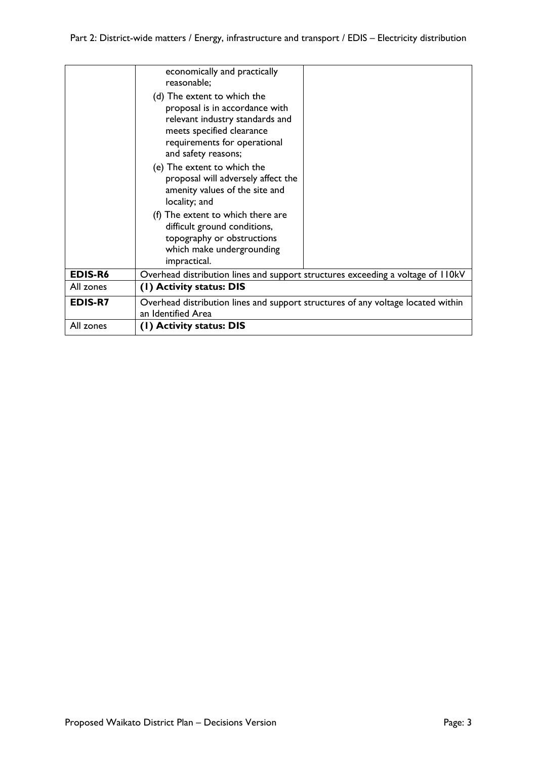| | | |
|---|---|---|
| | economically and practically reasonable;<br>(d) The extent to which the proposal is in accordance with relevant industry standards and meets specified clearance requirements for operational and safety reasons;<br>(e) The extent to which the proposal will adversely affect the amenity values of the site and locality; and<br>(f) The extent to which there are difficult ground conditions, topography or obstructions which make undergrounding impractical. | |
| **EDIS-R6** | Overhead distribution lines and support structures exceeding a voltage of 110kV | |
| All zones | **(1) Activity status: DIS** | |
| **EDIS-R7** | Overhead distribution lines and support structures of any voltage located within an Identified Area | |
| All zones | **(1) Activity status: DIS** | |